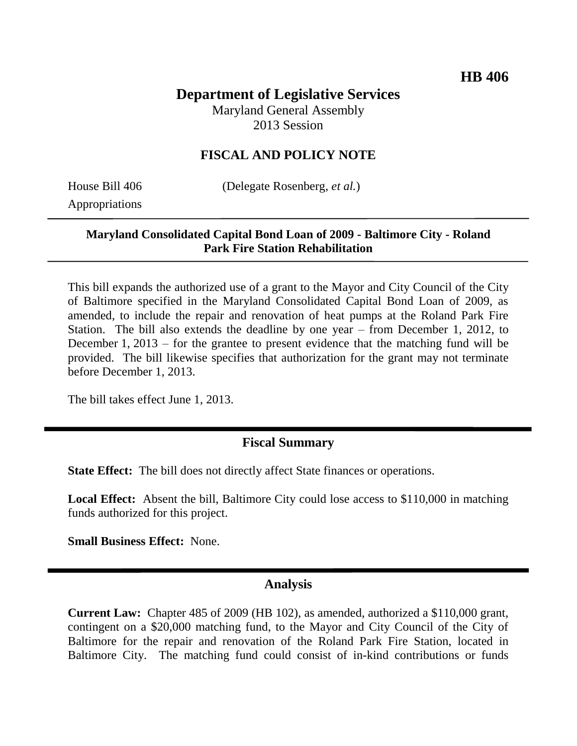HB 406

# Department of Legislative Services

Maryland General Assembly
2013 Session

## FISCAL AND POLICY NOTE

House Bill 406 (Delegate Rosenberg, *et al.*)
Appropriations

**Maryland Consolidated Capital Bond Loan of 2009 - Baltimore City - Roland Park Fire Station Rehabilitation**

This bill expands the authorized use of a grant to the Mayor and City Council of the City of Baltimore specified in the Maryland Consolidated Capital Bond Loan of 2009, as amended, to include the repair and renovation of heat pumps at the Roland Park Fire Station. The bill also extends the deadline by one year – from December 1, 2012, to December 1, 2013 – for the grantee to present evidence that the matching fund will be provided. The bill likewise specifies that authorization for the grant may not terminate before December 1, 2013.

The bill takes effect June 1, 2013.

## Fiscal Summary

**State Effect:** The bill does not directly affect State finances or operations.

**Local Effect:** Absent the bill, Baltimore City could lose access to $110,000 in matching funds authorized for this project.

**Small Business Effect:** None.

## Analysis

**Current Law:** Chapter 485 of 2009 (HB 102), as amended, authorized a $110,000 grant, contingent on a $20,000 matching fund, to the Mayor and City Council of the City of Baltimore for the repair and renovation of the Roland Park Fire Station, located in Baltimore City. The matching fund could consist of in-kind contributions or funds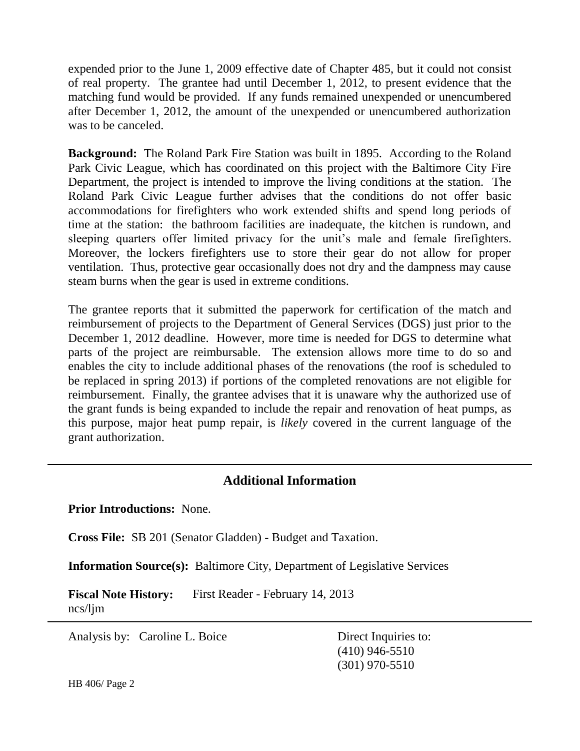expended prior to the June 1, 2009 effective date of Chapter 485, but it could not consist of real property. The grantee had until December 1, 2012, to present evidence that the matching fund would be provided. If any funds remained unexpended or unencumbered after December 1, 2012, the amount of the unexpended or unencumbered authorization was to be canceled.

**Background:** The Roland Park Fire Station was built in 1895. According to the Roland Park Civic League, which has coordinated on this project with the Baltimore City Fire Department, the project is intended to improve the living conditions at the station. The Roland Park Civic League further advises that the conditions do not offer basic accommodations for firefighters who work extended shifts and spend long periods of time at the station: the bathroom facilities are inadequate, the kitchen is rundown, and sleeping quarters offer limited privacy for the unit's male and female firefighters. Moreover, the lockers firefighters use to store their gear do not allow for proper ventilation. Thus, protective gear occasionally does not dry and the dampness may cause steam burns when the gear is used in extreme conditions.

The grantee reports that it submitted the paperwork for certification of the match and reimbursement of projects to the Department of General Services (DGS) just prior to the December 1, 2012 deadline. However, more time is needed for DGS to determine what parts of the project are reimbursable. The extension allows more time to do so and enables the city to include additional phases of the renovations (the roof is scheduled to be replaced in spring 2013) if portions of the completed renovations are not eligible for reimbursement. Finally, the grantee advises that it is unaware why the authorized use of the grant funds is being expanded to include the repair and renovation of heat pumps, as this purpose, major heat pump repair, is *likely* covered in the current language of the grant authorization.

## Additional Information

**Prior Introductions:** None.

**Cross File:** SB 201 (Senator Gladden) - Budget and Taxation.

**Information Source(s):** Baltimore City, Department of Legislative Services

**Fiscal Note History:** First Reader - February 14, 2013
ncs/ljm

Analysis by: Caroline L. Boice

Direct Inquiries to:
(410) 946-5510
(301) 970-5510